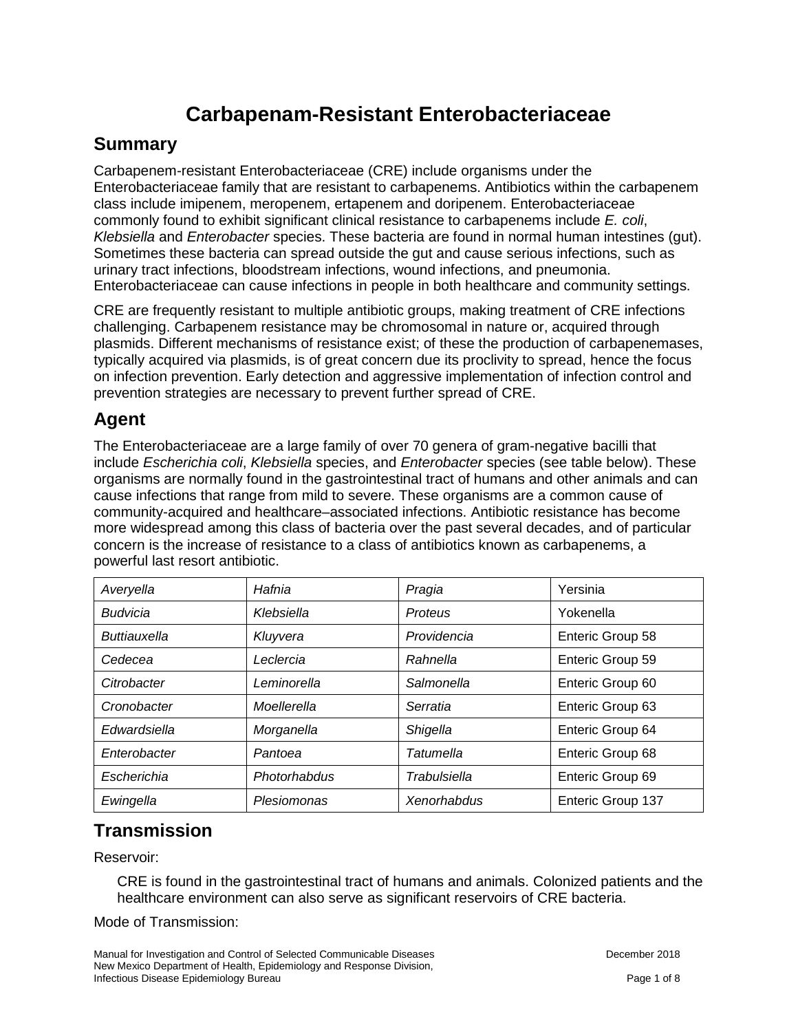# Carbapenam-Resistant Enterobacteriaceae

## Summary

Carbapenem-resistant Enterobacteriaceae (CRE) include organisms under the Enterobacteriaceae family that are resistant to carbapenems. Antibiotics within the carbapenem class include imipenem, meropenem, ertapenem and doripenem. Enterobacteriaceae commonly found to exhibit significant clinical resistance to carbapenems include *E. coli*, *Klebsiella* and *Enterobacter* species. These bacteria are found in normal human intestines (gut). Sometimes these bacteria can spread outside the gut and cause serious infections, such as urinary tract infections, bloodstream infections, wound infections, and pneumonia. Enterobacteriaceae can cause infections in people in both healthcare and community settings.

CRE are frequently resistant to multiple antibiotic groups, making treatment of CRE infections challenging. Carbapenem resistance may be chromosomal in nature or, acquired through plasmids. Different mechanisms of resistance exist; of these the production of carbapenemases, typically acquired via plasmids, is of great concern due its proclivity to spread, hence the focus on infection prevention. Early detection and aggressive implementation of infection control and prevention strategies are necessary to prevent further spread of CRE.

## Agent

The Enterobacteriaceae are a large family of over 70 genera of gram-negative bacilli that include *Escherichia coli*, *Klebsiella* species, and *Enterobacter* species (see table below). These organisms are normally found in the gastrointestinal tract of humans and other animals and can cause infections that range from mild to severe. These organisms are a common cause of community-acquired and healthcare–associated infections. Antibiotic resistance has become more widespread among this class of bacteria over the past several decades, and of particular concern is the increase of resistance to a class of antibiotics known as carbapenems, a powerful last resort antibiotic.

| | | | |
|---|---|---|---|
| *Averyella* | *Hafnia* | *Pragia* | Yersinia |
| *Budvicia* | *Klebsiella* | *Proteus* | Yokenella |
| *Buttiauxella* | *Kluyvera* | *Providencia* | Enteric Group 58 |
| *Cedecea* | *Leclercia* | *Rahnella* | Enteric Group 59 |
| *Citrobacter* | *Leminorella* | *Salmonella* | Enteric Group 60 |
| *Cronobacter* | *Moellerella* | *Serratia* | Enteric Group 63 |
| *Edwardsiella* | *Morganella* | *Shigella* | Enteric Group 64 |
| *Enterobacter* | *Pantoea* | *Tatumella* | Enteric Group 68 |
| *Escherichia* | *Photorhabdus* | *Trabulsiella* | Enteric Group 69 |
| *Ewingella* | *Plesiomonas* | *Xenorhabdus* | Enteric Group 137 |

## Transmission

Reservoir:

CRE is found in the gastrointestinal tract of humans and animals. Colonized patients and the healthcare environment can also serve as significant reservoirs of CRE bacteria.

Mode of Transmission: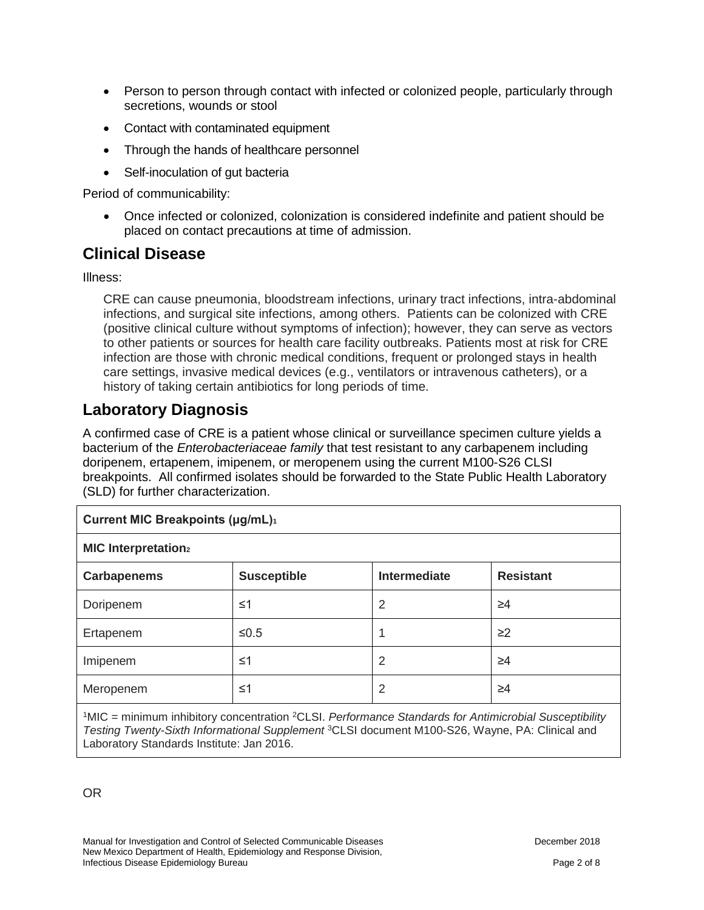- Person to person through contact with infected or colonized people, particularly through secretions, wounds or stool
- Contact with contaminated equipment
- Through the hands of healthcare personnel
- Self-inoculation of gut bacteria

Period of communicability:

- Once infected or colonized, colonization is considered indefinite and patient should be placed on contact precautions at time of admission.

## Clinical Disease

Illness:

CRE can cause pneumonia, bloodstream infections, urinary tract infections, intra-abdominal infections, and surgical site infections, among others. Patients can be colonized with CRE (positive clinical culture without symptoms of infection); however, they can serve as vectors to other patients or sources for health care facility outbreaks. Patients most at risk for CRE infection are those with chronic medical conditions, frequent or prolonged stays in health care settings, invasive medical devices (e.g., ventilators or intravenous catheters), or a history of taking certain antibiotics for long periods of time.

## Laboratory Diagnosis

A confirmed case of CRE is a patient whose clinical or surveillance specimen culture yields a bacterium of the *Enterobacteriaceae family* that test resistant to any carbapenem including doripenem, ertapenem, imipenem, or meropenem using the current M100-S26 CLSI breakpoints. All confirmed isolates should be forwarded to the State Public Health Laboratory (SLD) for further characterization.

| **Current MIC Breakpoints (µg/mL)**[1] | | | |
|---|---|---|---|
| **MIC Interpretation**[2] | | | |
| **Carbapenems** | **Susceptible** | **Intermediate** | **Resistant** |
| Doripenem | ≤1 | 2 | ≥4 |
| Ertapenem | ≤0.5 | 1 | ≥2 |
| Imipenem | ≤1 | 2 | ≥4 |
| Meropenem | ≤1 | 2 | ≥4 |

[1]MIC = minimum inhibitory concentration [2]CLSI. *Performance Standards for Antimicrobial Susceptibility Testing Twenty-Sixth Informational Supplement* [3]CLSI document M100-S26, Wayne, PA: Clinical and Laboratory Standards Institute: Jan 2016.

OR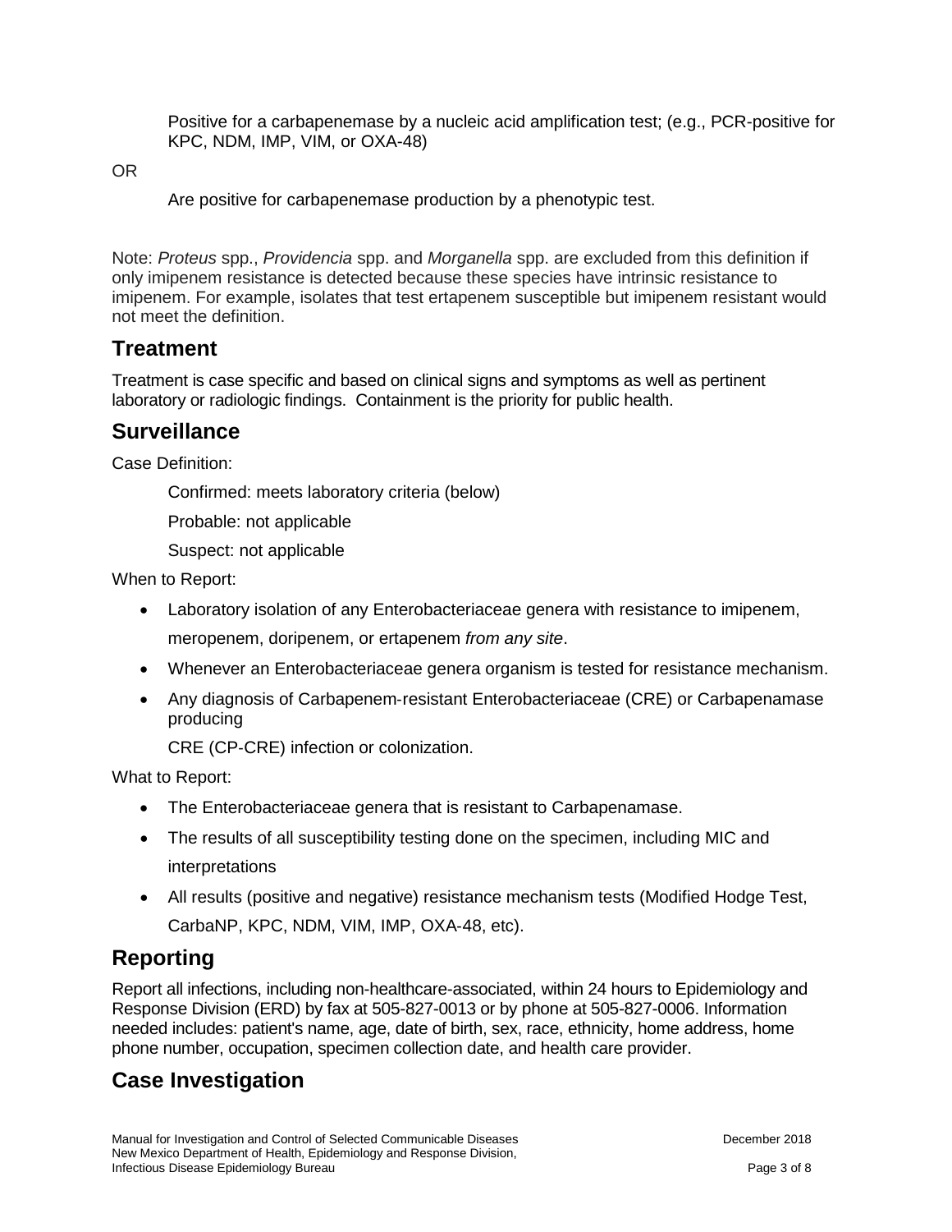Positive for a carbapenemase by a nucleic acid amplification test; (e.g., PCR-positive for KPC, NDM, IMP, VIM, or OXA-48)

OR

Are positive for carbapenemase production by a phenotypic test.

Note: *Proteus* spp., *Providencia* spp. and *Morganella* spp. are excluded from this definition if only imipenem resistance is detected because these species have intrinsic resistance to imipenem. For example, isolates that test ertapenem susceptible but imipenem resistant would not meet the definition.

## Treatment

Treatment is case specific and based on clinical signs and symptoms as well as pertinent laboratory or radiologic findings. Containment is the priority for public health.

## Surveillance

Case Definition:

Confirmed: meets laboratory criteria (below)

Probable: not applicable

Suspect: not applicable

When to Report:

- Laboratory isolation of any Enterobacteriaceae genera with resistance to imipenem, meropenem, doripenem, or ertapenem *from any site*.
- Whenever an Enterobacteriaceae genera organism is tested for resistance mechanism.
- Any diagnosis of Carbapenem-resistant Enterobacteriaceae (CRE) or Carbapenamase producing

  CRE (CP-CRE) infection or colonization.

What to Report:

- The Enterobacteriaceae genera that is resistant to Carbapenamase.
- The results of all susceptibility testing done on the specimen, including MIC and interpretations
- All results (positive and negative) resistance mechanism tests (Modified Hodge Test, CarbaNP, KPC, NDM, VIM, IMP, OXA-48, etc).

## Reporting

Report all infections, including non-healthcare-associated, within 24 hours to Epidemiology and Response Division (ERD) by fax at 505-827-0013 or by phone at 505-827-0006. Information needed includes: patient's name, age, date of birth, sex, race, ethnicity, home address, home phone number, occupation, specimen collection date, and health care provider.

## Case Investigation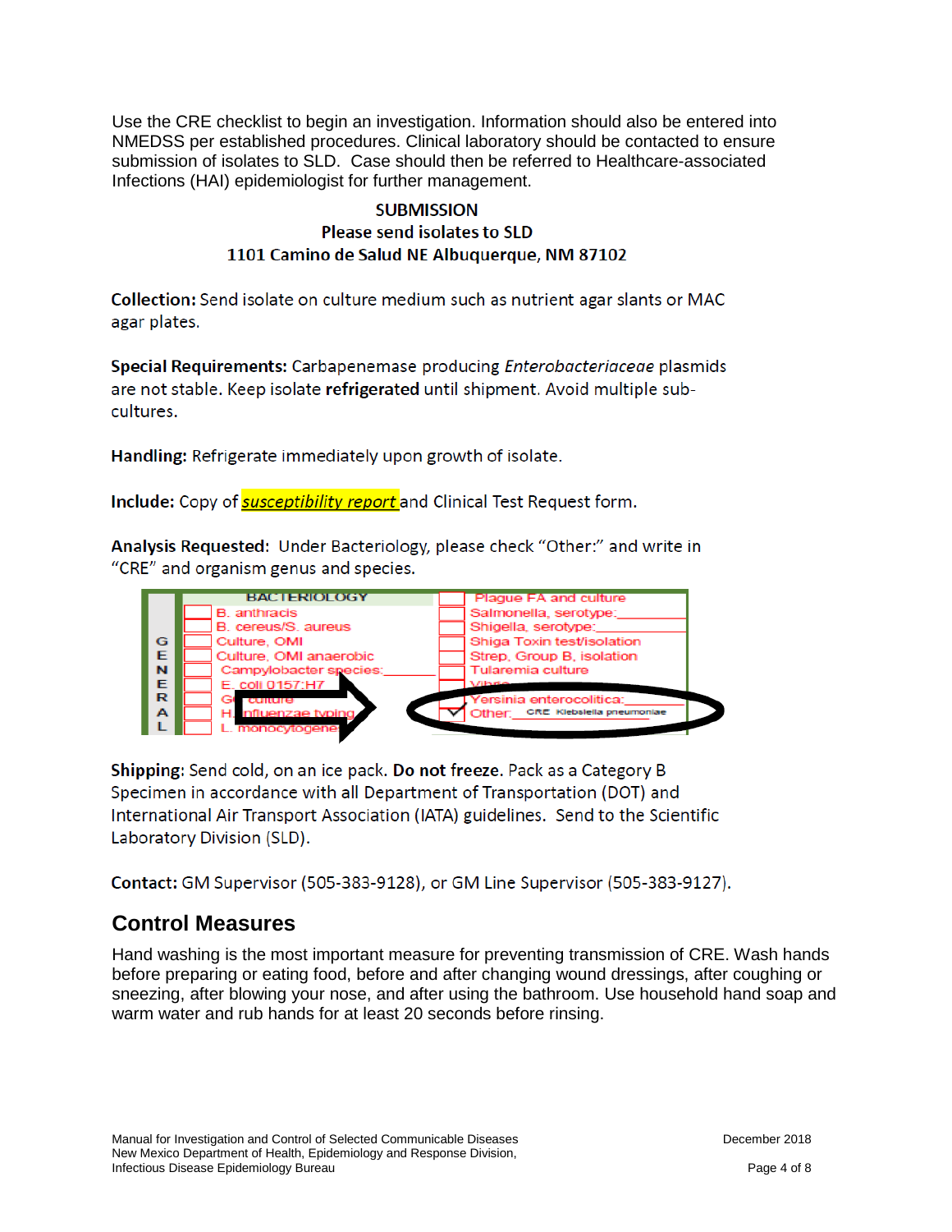Use the CRE checklist to begin an investigation. Information should also be entered into NMEDSS per established procedures. Clinical laboratory should be contacted to ensure submission of isolates to SLD. Case should then be referred to Healthcare-associated Infections (HAI) epidemiologist for further management.

**SUBMISSION**
**Please send isolates to SLD**
**1101 Camino de Salud NE Albuquerque, NM 87102**

**Collection:** Send isolate on culture medium such as nutrient agar slants or MAC agar plates.

**Special Requirements:** Carbapenemase producing *Enterobacteriaceae* plasmids are not stable. Keep isolate **refrigerated** until shipment. Avoid multiple sub-cultures.

**Handling:** Refrigerate immediately upon growth of isolate.

**Include:** Copy of *susceptibility report* and Clinical Test Request form.

**Analysis Requested:** Under Bacteriology, please check "Other:" and write in "CRE" and organism genus and species.

| GENERAL | BACTERIOLOGY | |
|---|---|---|
| | ☐ B. anthracis | ☐ Plague FA and culture |
| | ☐ B. cereus/S. aureus | ☐ Salmonella, serotype:\_\_\_\_ |
| | ☐ Culture, OMI | ☐ Shigella, serotype:\_\_\_\_ |
| | ☐ Culture, OMI anaerobic | ☐ Shiga Toxin test/isolation |
| | ☐ Campylobacter species:\_\_\_\_ | ☐ Strep, Group B, isolation |
| | ☐ E. coli 0157:H7 | ☐ Tularemia culture |
| | ☐ GC culture | ☐ Vibrio |
| | ☐ H. influenzae typing | ☐ Yersinia enterocolitica:\_\_\_\_ |
| | ☐ L. monocytogenes | ☑ Other: CRE Klebsiella pneumoniae |

**Shipping**: Send cold, on an ice pack. **Do not freeze.** Pack as a Category B Specimen in accordance with all Department of Transportation (DOT) and International Air Transport Association (IATA) guidelines. Send to the Scientific Laboratory Division (SLD).

**Contact:** GM Supervisor (505-383-9128), or GM Line Supervisor (505-383-9127).

## Control Measures

Hand washing is the most important measure for preventing transmission of CRE. Wash hands before preparing or eating food, before and after changing wound dressings, after coughing or sneezing, after blowing your nose, and after using the bathroom. Use household hand soap and warm water and rub hands for at least 20 seconds before rinsing.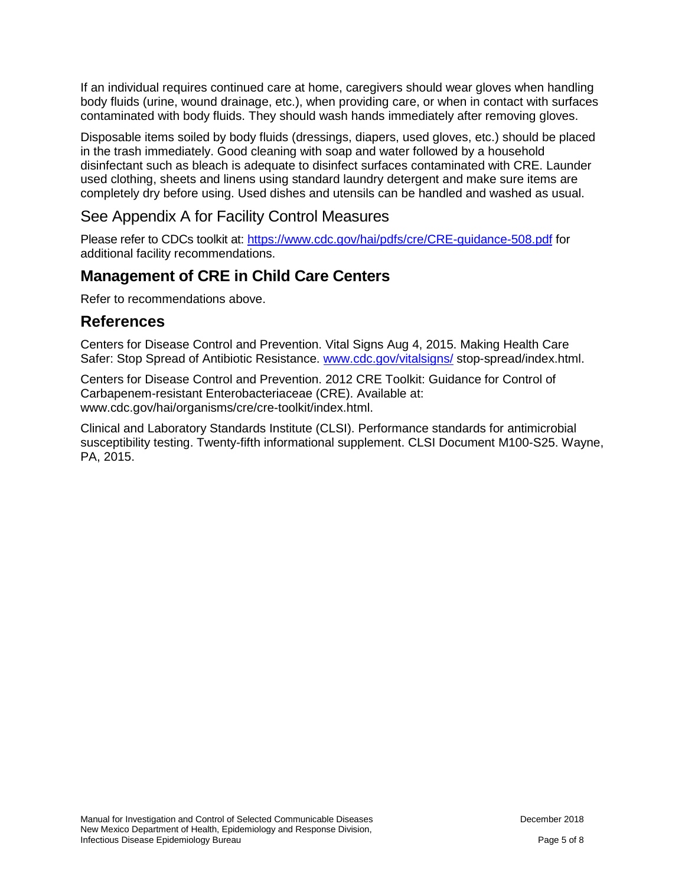If an individual requires continued care at home, caregivers should wear gloves when handling body fluids (urine, wound drainage, etc.), when providing care, or when in contact with surfaces contaminated with body fluids. They should wash hands immediately after removing gloves.

Disposable items soiled by body fluids (dressings, diapers, used gloves, etc.) should be placed in the trash immediately. Good cleaning with soap and water followed by a household disinfectant such as bleach is adequate to disinfect surfaces contaminated with CRE. Launder used clothing, sheets and linens using standard laundry detergent and make sure items are completely dry before using. Used dishes and utensils can be handled and washed as usual.

### See Appendix A for Facility Control Measures

Please refer to CDCs toolkit at: https://www.cdc.gov/hai/pdfs/cre/CRE-guidance-508.pdf for additional facility recommendations.

## Management of CRE in Child Care Centers

Refer to recommendations above.

## References

Centers for Disease Control and Prevention. Vital Signs Aug 4, 2015. Making Health Care Safer: Stop Spread of Antibiotic Resistance. www.cdc.gov/vitalsigns/ stop-spread/index.html.

Centers for Disease Control and Prevention. 2012 CRE Toolkit: Guidance for Control of Carbapenem-resistant Enterobacteriaceae (CRE). Available at: www.cdc.gov/hai/organisms/cre/cre-toolkit/index.html.

Clinical and Laboratory Standards Institute (CLSI). Performance standards for antimicrobial susceptibility testing. Twenty-fifth informational supplement. CLSI Document M100-S25. Wayne, PA, 2015.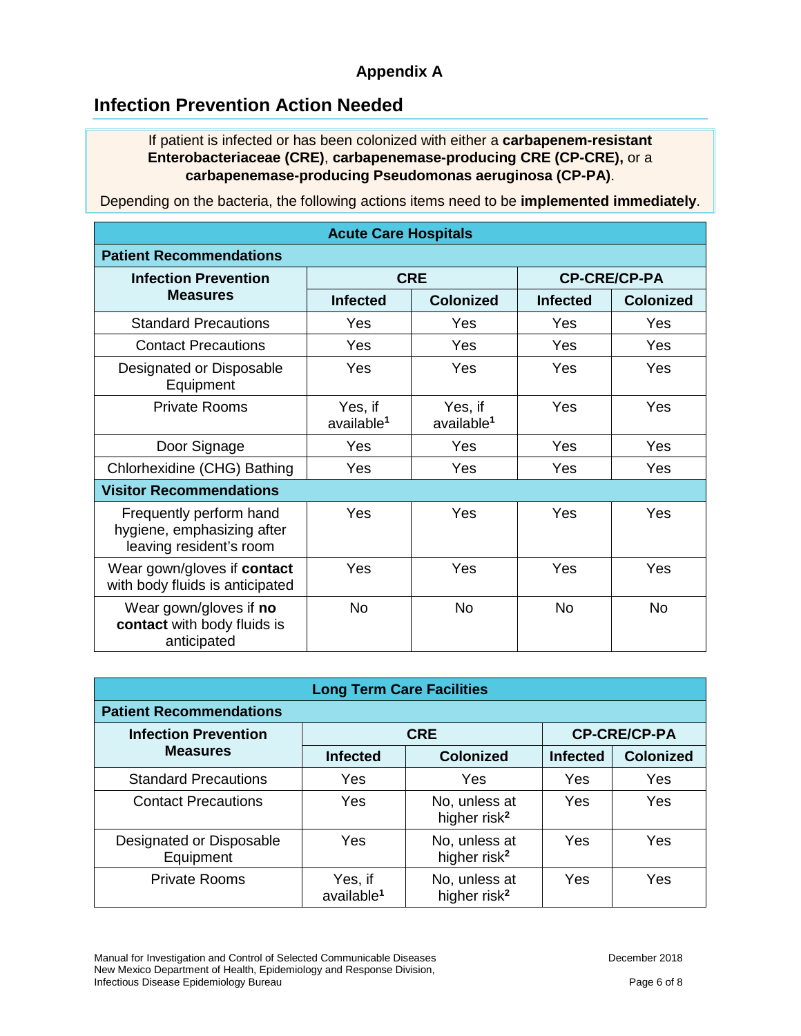## Appendix A

## Infection Prevention Action Needed

If patient is infected or has been colonized with either a **carbapenem-resistant Enterobacteriaceae (CRE)**, **carbapenemase-producing CRE (CP-CRE),** or a **carbapenemase-producing Pseudomonas aeruginosa (CP-PA)**.

Depending on the bacteria, the following actions items need to be **implemented immediately**.

| **Acute Care Hospitals** | | | | |
|---|---|---|---|---|
| **Patient Recommendations** | | | | |
| **Infection Prevention Measures** | **CRE** | | **CP-CRE/CP-PA** | |
| | **Infected** | **Colonized** | **Infected** | **Colonized** |
| Standard Precautions | Yes | Yes | Yes | Yes |
| Contact Precautions | Yes | Yes | Yes | Yes |
| Designated or Disposable Equipment | Yes | Yes | Yes | Yes |
| Private Rooms | Yes, if available[1] | Yes, if available[1] | Yes | Yes |
| Door Signage | Yes | Yes | Yes | Yes |
| Chlorhexidine (CHG) Bathing | Yes | Yes | Yes | Yes |
| **Visitor Recommendations** | | | | |
| Frequently perform hand hygiene, emphasizing after leaving resident's room | Yes | Yes | Yes | Yes |
| Wear gown/gloves if **contact** with body fluids is anticipated | Yes | Yes | Yes | Yes |
| Wear gown/gloves if **no contact** with body fluids is anticipated | No | No | No | No |

| **Long Term Care Facilities** | | | | |
|---|---|---|---|---|
| **Patient Recommendations** | | | | |
| **Infection Prevention Measures** | **CRE** | | **CP-CRE/CP-PA** | |
| | **Infected** | **Colonized** | **Infected** | **Colonized** |
| Standard Precautions | Yes | Yes | Yes | Yes |
| Contact Precautions | Yes | No, unless at higher risk[2] | Yes | Yes |
| Designated or Disposable Equipment | Yes | No, unless at higher risk[2] | Yes | Yes |
| Private Rooms | Yes, if available[1] | No, unless at higher risk[2] | Yes | Yes |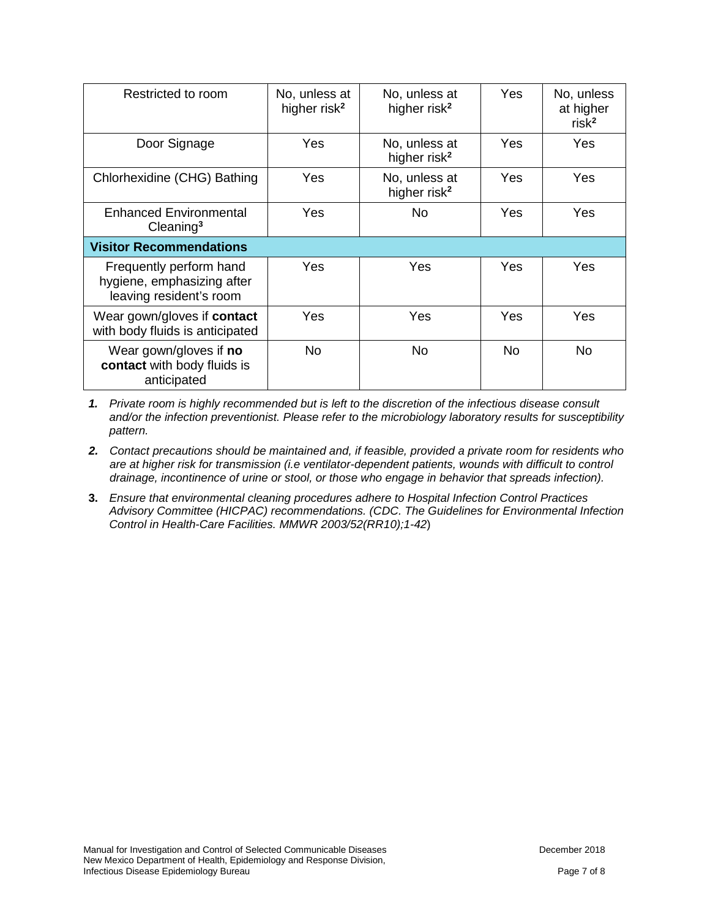| | | | | |
|---|---|---|---|---|
| Restricted to room | No, unless at higher risk[2] | No, unless at higher risk[2] | Yes | No, unless at higher risk[2] |
| Door Signage | Yes | No, unless at higher risk[2] | Yes | Yes |
| Chlorhexidine (CHG) Bathing | Yes | No, unless at higher risk[2] | Yes | Yes |
| Enhanced Environmental Cleaning[3] | Yes | No | Yes | Yes |
| **Visitor Recommendations** | | | | |
| Frequently perform hand hygiene, emphasizing after leaving resident's room | Yes | Yes | Yes | Yes |
| Wear gown/gloves if **contact** with body fluids is anticipated | Yes | Yes | Yes | Yes |
| Wear gown/gloves if **no contact** with body fluids is anticipated | No | No | No | No |

1. *Private room is highly recommended but is left to the discretion of the infectious disease consult and/or the infection preventionist. Please refer to the microbiology laboratory results for susceptibility pattern.*
2. *Contact precautions should be maintained and, if feasible, provided a private room for residents who are at higher risk for transmission (i.e ventilator-dependent patients, wounds with difficult to control drainage, incontinence of urine or stool, or those who engage in behavior that spreads infection).*
3. *Ensure that environmental cleaning procedures adhere to Hospital Infection Control Practices Advisory Committee (HICPAC) recommendations. (CDC. The Guidelines for Environmental Infection Control in Health-Care Facilities. MMWR 2003/52(RR10);1-42*)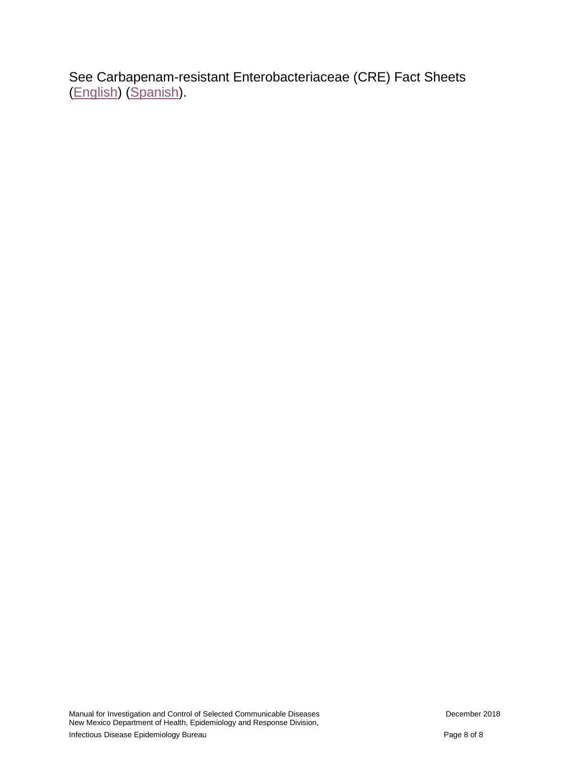See Carbapenam-resistant Enterobacteriaceae (CRE) Fact Sheets (English) (Spanish).